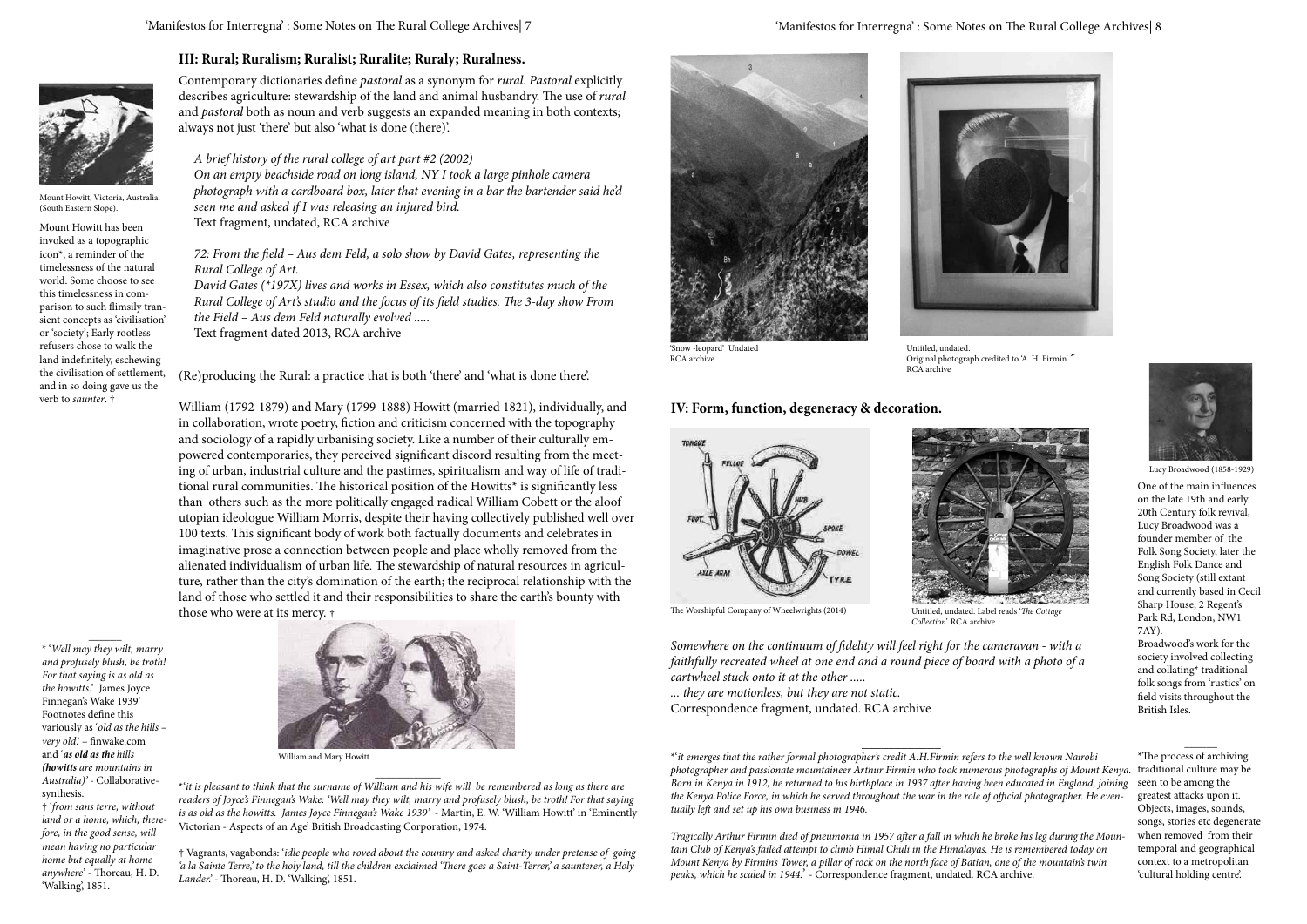## III: Rural; Ruralism; Ruralist; Ruralite; Ruraly; Ruralness.

Mount Howitt, Victoria, Australia. (South Eastern Slope).

Mount Howitt has been invoked as a topographic icon*, a reminder of the timelessness of the natural world. Some choose to see this timelessness in comparison to such flimsily transient concepts as 'civilisation' or 'society'; Early rootless refusers chose to walk the land indefinitely, eschewing the civilisation of settlement, and in so doing gave us the verb to *saunter*. †

Contemporary dictionaries define *pastoral* as a synonym for *rural*. *Pastoral* explicitly describes agriculture: stewardship of the land and animal husbandry. The use of *rural* and *pastoral* both as noun and verb suggests an expanded meaning in both contexts; always not just 'there' but also 'what is done (there)'.

> *A brief history of the rural college of art part #2 (2002)*
> *On an empty beachside road on long island, NY I took a large pinhole camera photograph with a cardboard box, later that evening in a bar the bartender said he'd seen me and asked if I was releasing an injured bird.*
> Text fragment, undated, RCA archive

> *72: From the field – Aus dem Feld, a solo show by David Gates, representing the Rural College of Art.*
> *David Gates (*197X) lives and works in Essex, which also constitutes much of the Rural College of Art's studio and the focus of its field studies. The 3-day show From the Field – Aus dem Feld naturally evolved .....*
> Text fragment dated 2013, RCA archive

(Re)producing the Rural: a practice that is both 'there' and 'what is done there'.

William (1792-1879) and Mary (1799-1888) Howitt (married 1821), individually, and in collaboration, wrote poetry, fiction and criticism concerned with the topography and sociology of a rapidly urbanising society. Like a number of their culturally empowered contemporaries, they perceived significant discord resulting from the meeting of urban, industrial culture and the pastimes, spiritualism and way of life of traditional rural communities. The historical position of the Howitts* is significantly less than others such as the more politically engaged radical William Cobett or the aloof utopian ideologue William Morris, despite their having collectively published well over 100 texts. This significant body of work both factually documents and celebrates in imaginative prose a connection between people and place wholly removed from the alienated individualism of urban life. The stewardship of natural resources in agriculture, rather than the city's domination of the earth; the reciprocal relationship with the land of those who settled it and their responsibilities to share the earth's bounty with those who were at its mercy. †

William and Mary Howitt

---

* '*Well may they wilt, marry and profusely blush, be troth! For that saying is as old as the howitts.*' James Joyce Finnegan's Wake 1939' Footnotes define this variously as '*old as the hills – very old*'. – finwake.com and '*as old as the hills (howitts are mountains in Australia)*' - Collaborative-synthesis.

† '*from sans terre, without land or a home, which, therefore, in the good sense, will mean having no particular home but equally at home anywhere*' - Thoreau, H. D. 'Walking', 1851.

*'*it is pleasant to think that the surname of William and his wife will be remembered as long as there are readers of Joyce's Finnegan's Wake: 'Well may they wilt, marry and profusely blush, be troth! For that saying is as old as the howitts. James Joyce Finnegan's Wake 1939'* - Martin, E. W. 'William Howitt' in 'Eminently Victorian - Aspects of an Age' British Broadcasting Corporation, 1974.

† Vagrants, vagabonds: '*idle people who roved about the country and asked charity under pretense of going 'a la Sainte Terre,' to the holy land, till the children exclaimed 'There goes a Saint-Terrer,' a saunterer, a Holy Lander.*' - Thoreau, H. D. 'Walking', 1851.

---

'Snow -leopard' Undated
RCA archive.

Untitled, undated.
Original photograph credited to 'A. H. Firmin' *
RCA archive

## IV: Form, function, degeneracy & decoration.

The Worshipful Company of Wheelwrights (2014)

Untitled, undated. Label reads '*The Cottage Collection*'. RCA archive

> *Somewhere on the continuum of fidelity will feel right for the cameravan - with a faithfully recreated wheel at one end and a round piece of board with a photo of a cartwheel stuck onto it at the other .....*
> *... they are motionless, but they are not static.*
> Correspondence fragment, undated. RCA archive

Lucy Broadwood (1858-1929)

One of the main influences on the late 19th and early 20th Century folk revival, Lucy Broadwood was a founder member of the Folk Song Society, later the English Folk Dance and Song Society (still extant and currently based in Cecil Sharp House, 2 Regent's Park Rd, London, NW1 7AY).
Broadwood's work for the society involved collecting and collating* traditional folk songs from 'rustics' on field visits throughout the British Isles.

---

*'*it emerges that the rather formal photographer's credit A.H.Firmin refers to the well known Nairobi photographer and passionate mountaineer Arthur Firmin who took numerous photographs of Mount Kenya. Born in Kenya in 1912, he returned to his birthplace in 1937 after having been educated in England, joining the Kenya Police Force, in which he served throughout the war in the role of official photographer. He eventually left and set up his own business in 1946.*

*Tragically Arthur Firmin died of pneumonia in 1957 after a fall in which he broke his leg during the Mountain Club of Kenya's failed attempt to climb Himal Chuli in the Himalayas. He is remembered today on Mount Kenya by Firmin's Tower, a pillar of rock on the north face of Batian, one of the mountain's twin peaks, which he scaled in 1944.*' - Correspondence fragment, undated. RCA archive.

*The process of archiving traditional culture may be seen to be among the greatest attacks upon it. Objects, images, sounds, songs, stories etc degenerate when removed from their temporal and geographical context to a metropolitan 'cultural holding centre'.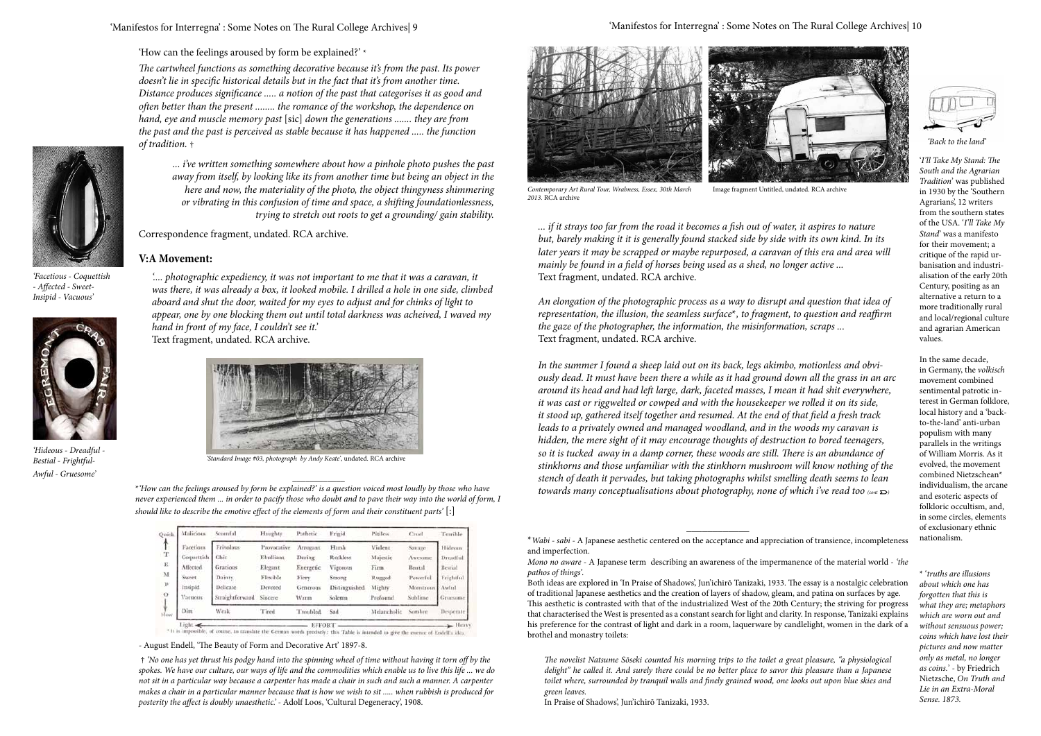'How can the feelings aroused by form be explained?' *

*The cartwheel functions as something decorative because it's from the past. Its power doesn't lie in specific historical details but in the fact that it's from another time. Distance produces significance ..... a notion of the past that categorises it as good and often better than the present ........ the romance of the workshop, the dependence on hand, eye and muscle memory past* [sic] *down the generations ....... they are from the past and the past is perceived as stable because it has happened ..... the function of tradition.* †

*... i've written something somewhere about how a pinhole photo pushes the past away from itself, by looking like its from another time but being an object in the here and now, the materiality of the photo, the object thingyness shimmering or vibrating in this confusion of time and space, a shifting foundationlessness, trying to stretch out roots to get a grounding/ gain stability.*

Correspondence fragment, undated. RCA archive.

*'Facetious - Coquettish - Affected - Sweet- Insipid - Vacuous'*

*'Hideous - Dreadful - Bestial - Frightful- Awful - Gruesome'*

## V:A Movement:

*'.... photographic expediency, it was not important to me that it was a caravan, it was there, it was already a box, it looked mobile. I drilled a hole in one side, climbed aboard and shut the door, waited for my eyes to adjust and for chinks of light to appear, one by one blocking them out until total darkness was acheived, I waved my hand in front of my face, I couldn't see it.'*

Text fragment, undated. RCA archive.

*'Standard Image #03, photograph by Andy Keate'*, undated. RCA archive

*'How can the feelings aroused by form be explained?' is a question voiced most loudly by those who have never experienced them ... in order to pacify those who doubt and to pave their way into the world of form, I should like to describe the emotive effect of the elements of form and their constituent parts'* [:]

| Quick | Malicious | Scornful | Haughty | Pathetic | Frigid | Pitiless | Cruel | Terrible |
|---|---|---|---|---|---|---|---|---|
| ↑ | Facetious | Frivolous | Provocative | Arrogant | Harsh | Violent | Savage | Hideous |
| T | Coquettish | Chic | Ebullient | Daring | Reckless | Majestic | Awesome | Dreadful |
| E | Affected | Gracious | Elegant | Energetic | Vigorous | Firm | Brutal | Bestial |
| M | Sweet | Dainty | Flexible | Fiery | Strong | Rugged | Powerful | Frightful |
| P | Insipid | Delicate | Devoted | Generous | Distinguished | Mighty | Monstrous | Awful |
| O | Vacuous | Straightforward | Sincere | Warm | Solemn | Profound | Sublime | Gruesome |
| Slow | Dim | Weak | Tired | Troubled | Sad | Melancholic | Sombre | Desperate |

Light ← EFFORT → Heavy

* It is impossible, of course, to translate the German words precisely: this Table is intended to give the essence of Endell's idea.

- August Endell, 'The Beauty of Form and Decorative Art' 1897-8.

† *'No one has yet thrust his podgy hand into the spinning wheel of time without having it torn off by the spokes. We have our culture, our ways of life and the commodities which enable us to live this life ... we do not sit in a particular way because a carpenter has made a chair in such and such a manner. A carpenter makes a chair in a particular manner because that is how we wish to sit ..... when rubbish is produced for posterity the affect is doubly unaesthetic.'* - Adolf Loos, 'Cultural Degeneracy', 1908.

*Contemporary Art Rural Tour, Wrabness, Essex, 30th March 2013.* RCA archive

Image fragment Untitled, undated. RCA archive

*... if it strays too far from the road it becomes a fish out of water, it aspires to nature but, barely making it it is generally found stacked side by side with its own kind. In its later years it may be scrapped or maybe repurposed, a caravan of this era and area will mainly be found in a field of horses being used as a shed, no longer active ...*

Text fragment, undated. RCA archive.

*An elongation of the photographic process as a way to disrupt and question that idea of representation, the illusion, the seamless surface*, to fragment, to question and reaffirm the gaze of the photographer, the information, the misinformation, scraps ...*

Text fragment, undated. RCA archive.

*In the summer I found a sheep laid out on its back, legs akimbo, motionless and obviously dead. It must have been there a while as it had ground down all the grass in an arc around its head and had left large, dark, faceted masses, I mean it had shit everywhere, it was cast or riggwelted or cowped and with the housekeeper we rolled it on its side, it stood up, gathered itself together and resumed. At the end of that field a fresh track leads to a privately owned and managed woodland, and in the woods my caravan is hidden, the mere sight of it may encourage thoughts of destruction to bored teenagers, so it is tucked away in a damp corner, these woods are still. There is an abundance of stinkhorns and those unfamiliar with the stinkhorn mushroom will know nothing of the stench of death it pervades, but taking photographs whilst smelling death seems to lean towards many conceptualisations about photography, none of which i've read too* (cont)

**Wabi - sabi* - A Japanese aesthetic centered on the acceptance and appreciation of transience, incompleteness and imperfection.

*Mono no aware* - A Japanese term describing an awareness of the impermanence of the material world - *'the pathos of things'*.

Both ideas are explored in 'In Praise of Shadows', Jun'ichirō Tanizaki, 1933. The essay is a nostalgic celebration of traditional Japanese aesthetics and the creation of layers of shadow, gleam, and patina on surfaces by age. This aesthetic is contrasted with that of the industrialized West of the 20th Century; the striving for progress that characterised the West is presented as a constant search for light and clarity. In response, Tanizaki explains his preference for the contrast of light and dark in a room, laquerware by candlelight, women in the dark of a brothel and monastry toilets:

*The novelist Natsume Sōseki counted his morning trips to the toilet a great pleasure, "a physiological delight" he called it. And surely there could be no better place to savor this pleasure than a Japanese toilet where, surrounded by tranquil walls and finely grained wood, one looks out upon blue skies and green leaves.*

In Praise of Shadows', Jun'ichirō Tanizaki, 1933.

*'Back to the land'*

'*I'll Take My Stand: The South and the Agrarian Tradition*' was published in 1930 by the 'Southern Agrarians', 12 writers from the southern states of the USA. '*I'll Take My Stand*' was a manifesto for their movement; a critique of the rapid urbanisation and industrialisation of the early 20th Century, positing as an alternative a return to a more traditionally rural and local/regional culture and agrarian American values.

In the same decade, in Germany, the *volkisch* movement combined sentimental patrotic interest in German folklore, local history and a 'back-to-the-land' anti-urban populism with many parallels in the writings of William Morris. As it evolved, the movement combined Nietzschean* individualism, the arcane and esoteric aspects of folkloric occultism, and, in some circles, elements of exclusionary ethnic nationalism.

* '*truths are illusions about which one has forgotten that this is what they are; metaphors which are worn out and without sensuous power; coins which have lost their pictures and now matter only as metal, no longer as coins.*' - by Friedrich Nietzsche, *On Truth and Lie in an Extra-Moral Sense. 1873.*